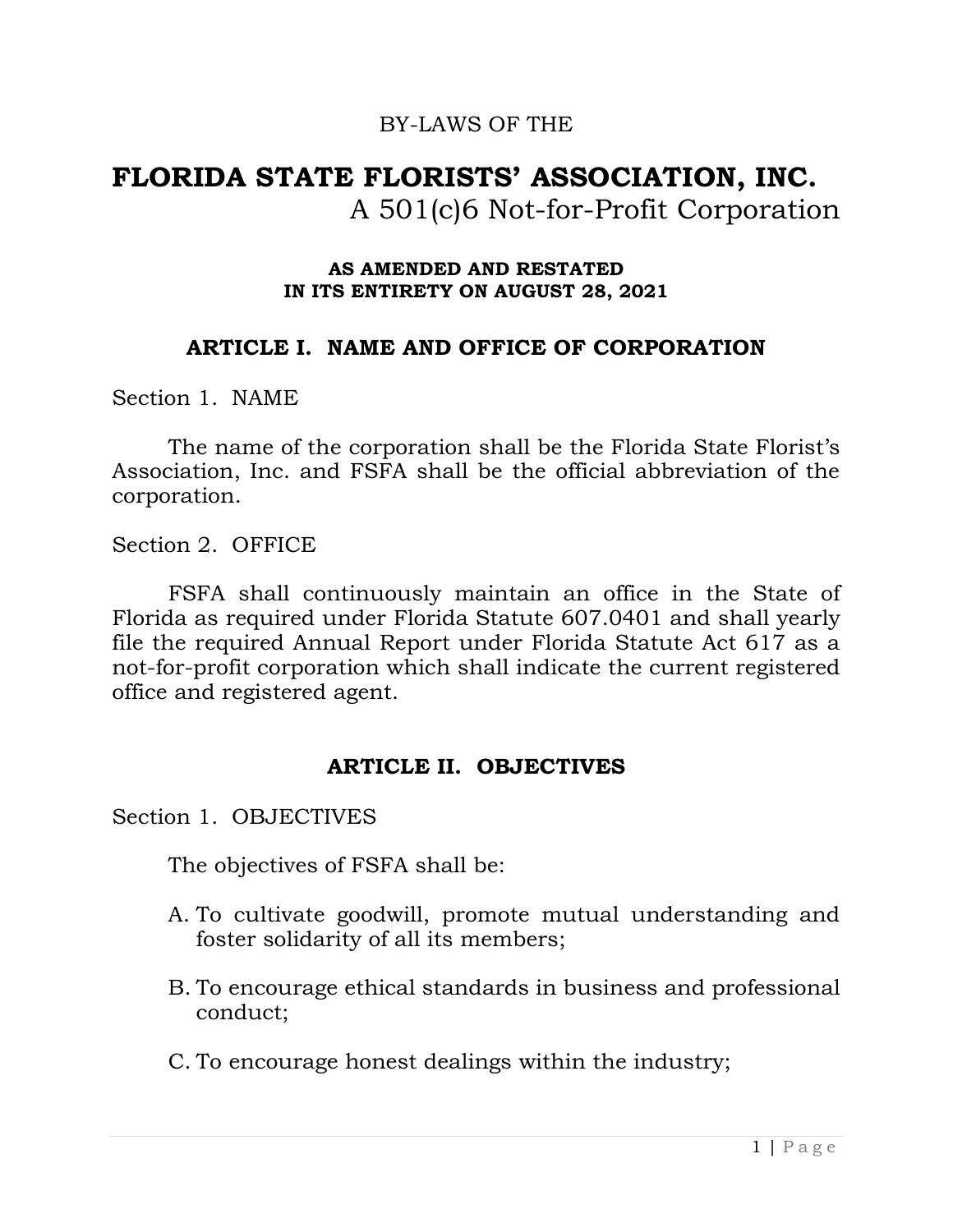BY-LAWS OF THE

# FLORIDA STATE FLORISTS' ASSOCIATION, INC.

A 501(c)6 Not-for-Profit Corporation

**AS AMENDED AND RESTATED IN ITS ENTIRETY ON AUGUST 28, 2021**

## ARTICLE I. NAME AND OFFICE OF CORPORATION

Section 1. NAME

The name of the corporation shall be the Florida State Florist's Association, Inc. and FSFA shall be the official abbreviation of the corporation.

Section 2. OFFICE

FSFA shall continuously maintain an office in the State of Florida as required under Florida Statute 607.0401 and shall yearly file the required Annual Report under Florida Statute Act 617 as a not-for-profit corporation which shall indicate the current registered office and registered agent.

## ARTICLE II. OBJECTIVES

Section 1. OBJECTIVES

The objectives of FSFA shall be:

A. To cultivate goodwill, promote mutual understanding and foster solidarity of all its members;

B. To encourage ethical standards in business and professional conduct;

C. To encourage honest dealings within the industry;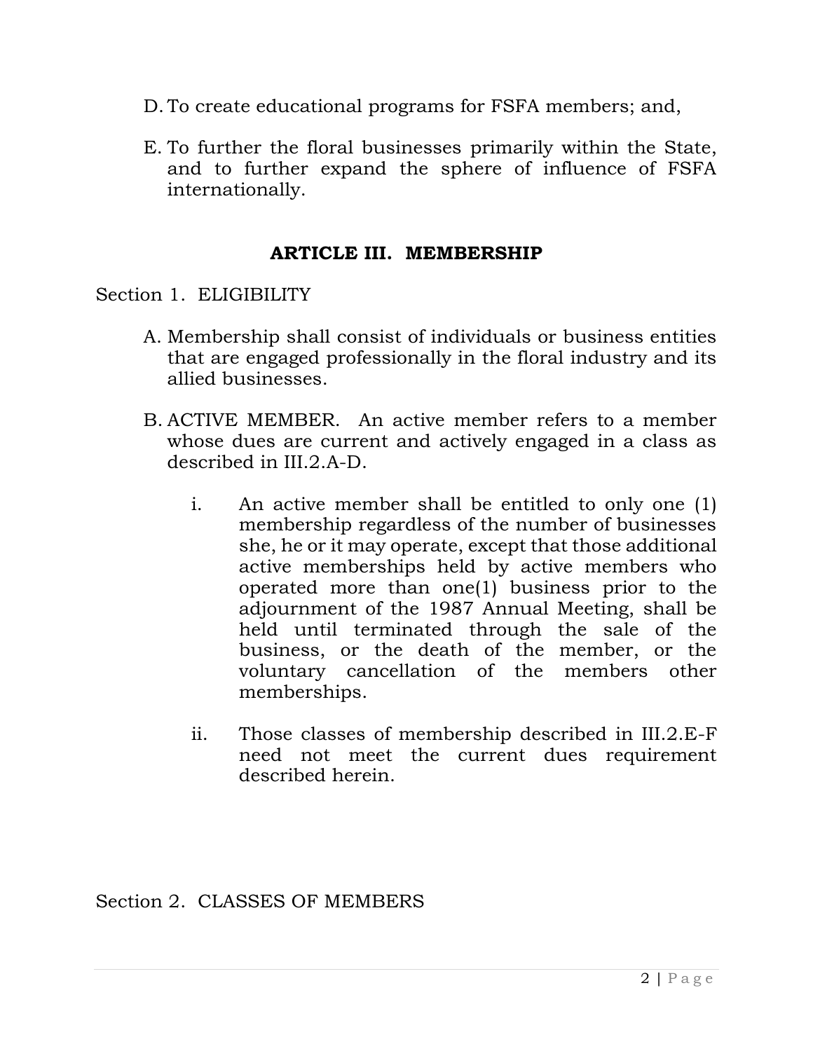D. To create educational programs for FSFA members; and,

E. To further the floral businesses primarily within the State, and to further expand the sphere of influence of FSFA internationally.

## ARTICLE III. MEMBERSHIP

Section 1. ELIGIBILITY

A. Membership shall consist of individuals or business entities that are engaged professionally in the floral industry and its allied businesses.

B. ACTIVE MEMBER. An active member refers to a member whose dues are current and actively engaged in a class as described in III.2.A-D.

   i. An active member shall be entitled to only one (1) membership regardless of the number of businesses she, he or it may operate, except that those additional active memberships held by active members who operated more than one(1) business prior to the adjournment of the 1987 Annual Meeting, shall be held until terminated through the sale of the business, or the death of the member, or the voluntary cancellation of the members other memberships.

   ii. Those classes of membership described in III.2.E-F need not meet the current dues requirement described herein.

Section 2. CLASSES OF MEMBERS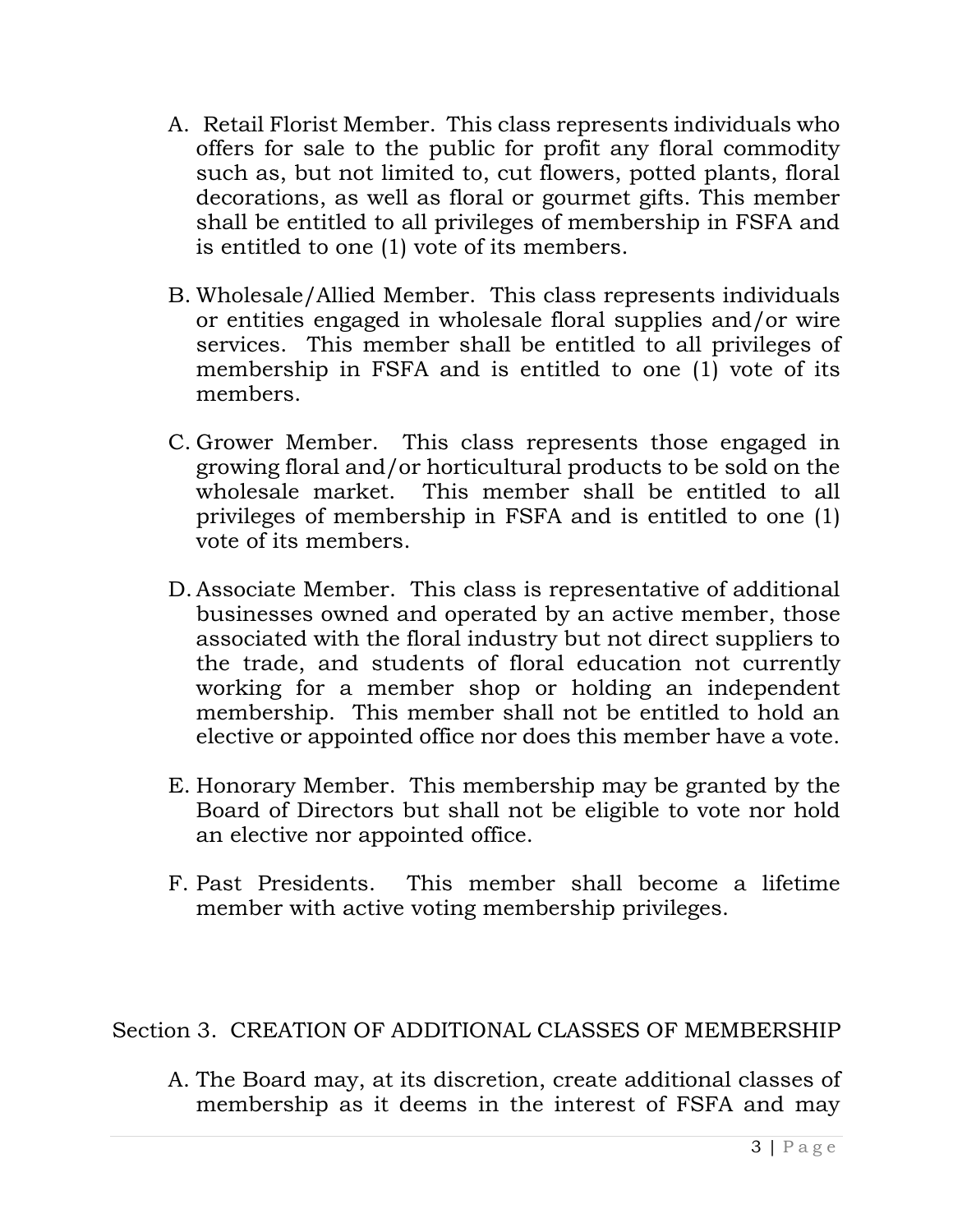A. Retail Florist Member. This class represents individuals who offers for sale to the public for profit any floral commodity such as, but not limited to, cut flowers, potted plants, floral decorations, as well as floral or gourmet gifts. This member shall be entitled to all privileges of membership in FSFA and is entitled to one (1) vote of its members.

B. Wholesale/Allied Member. This class represents individuals or entities engaged in wholesale floral supplies and/or wire services. This member shall be entitled to all privileges of membership in FSFA and is entitled to one (1) vote of its members.

C. Grower Member. This class represents those engaged in growing floral and/or horticultural products to be sold on the wholesale market. This member shall be entitled to all privileges of membership in FSFA and is entitled to one (1) vote of its members.

D. Associate Member. This class is representative of additional businesses owned and operated by an active member, those associated with the floral industry but not direct suppliers to the trade, and students of floral education not currently working for a member shop or holding an independent membership. This member shall not be entitled to hold an elective or appointed office nor does this member have a vote.

E. Honorary Member. This membership may be granted by the Board of Directors but shall not be eligible to vote nor hold an elective nor appointed office.

F. Past Presidents. This member shall become a lifetime member with active voting membership privileges.

Section 3. CREATION OF ADDITIONAL CLASSES OF MEMBERSHIP

A. The Board may, at its discretion, create additional classes of membership as it deems in the interest of FSFA and may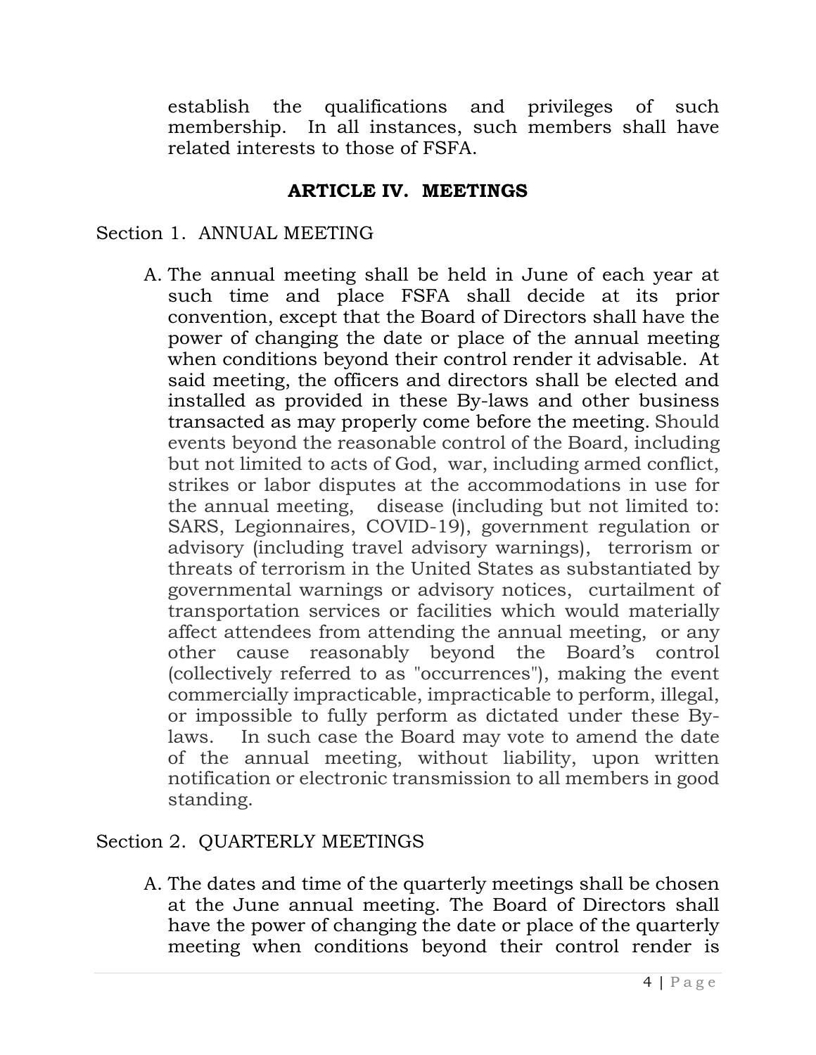establish the qualifications and privileges of such membership. In all instances, such members shall have related interests to those of FSFA.

## ARTICLE IV. MEETINGS

Section 1. ANNUAL MEETING

A. The annual meeting shall be held in June of each year at such time and place FSFA shall decide at its prior convention, except that the Board of Directors shall have the power of changing the date or place of the annual meeting when conditions beyond their control render it advisable. At said meeting, the officers and directors shall be elected and installed as provided in these By-laws and other business transacted as may properly come before the meeting. Should events beyond the reasonable control of the Board, including but not limited to acts of God, war, including armed conflict, strikes or labor disputes at the accommodations in use for the annual meeting, disease (including but not limited to: SARS, Legionnaires, COVID-19), government regulation or advisory (including travel advisory warnings), terrorism or threats of terrorism in the United States as substantiated by governmental warnings or advisory notices, curtailment of transportation services or facilities which would materially affect attendees from attending the annual meeting, or any other cause reasonably beyond the Board's control (collectively referred to as "occurrences"), making the event commercially impracticable, impracticable to perform, illegal, or impossible to fully perform as dictated under these By-laws. In such case the Board may vote to amend the date of the annual meeting, without liability, upon written notification or electronic transmission to all members in good standing.

Section 2. QUARTERLY MEETINGS

A. The dates and time of the quarterly meetings shall be chosen at the June annual meeting. The Board of Directors shall have the power of changing the date or place of the quarterly meeting when conditions beyond their control render is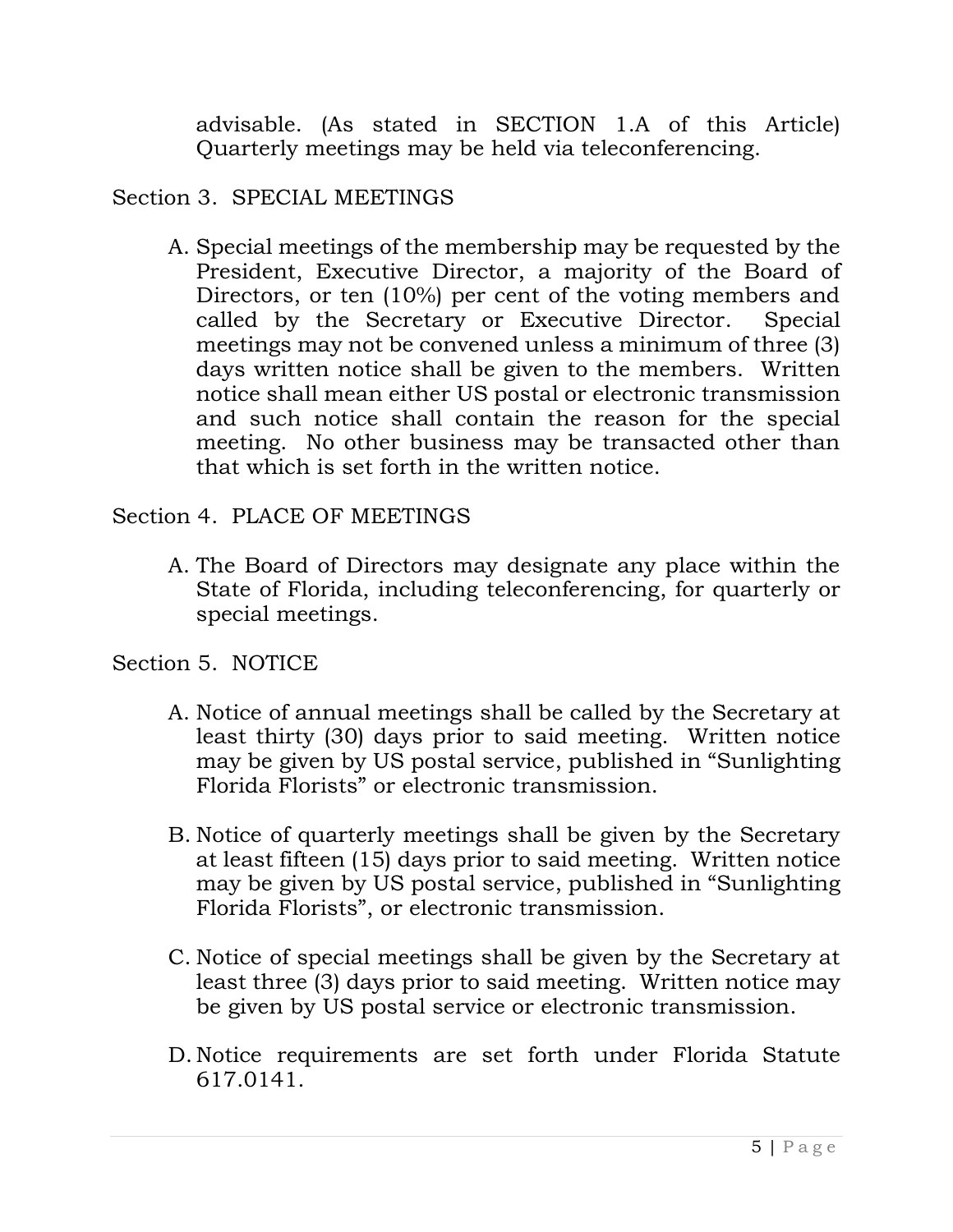advisable. (As stated in SECTION 1.A of this Article) Quarterly meetings may be held via teleconferencing.

Section 3. SPECIAL MEETINGS

A. Special meetings of the membership may be requested by the President, Executive Director, a majority of the Board of Directors, or ten (10%) per cent of the voting members and called by the Secretary or Executive Director. Special meetings may not be convened unless a minimum of three (3) days written notice shall be given to the members. Written notice shall mean either US postal or electronic transmission and such notice shall contain the reason for the special meeting. No other business may be transacted other than that which is set forth in the written notice.

Section 4. PLACE OF MEETINGS

A. The Board of Directors may designate any place within the State of Florida, including teleconferencing, for quarterly or special meetings.

Section 5. NOTICE

A. Notice of annual meetings shall be called by the Secretary at least thirty (30) days prior to said meeting. Written notice may be given by US postal service, published in "Sunlighting Florida Florists" or electronic transmission.

B. Notice of quarterly meetings shall be given by the Secretary at least fifteen (15) days prior to said meeting. Written notice may be given by US postal service, published in "Sunlighting Florida Florists", or electronic transmission.

C. Notice of special meetings shall be given by the Secretary at least three (3) days prior to said meeting. Written notice may be given by US postal service or electronic transmission.

D. Notice requirements are set forth under Florida Statute 617.0141.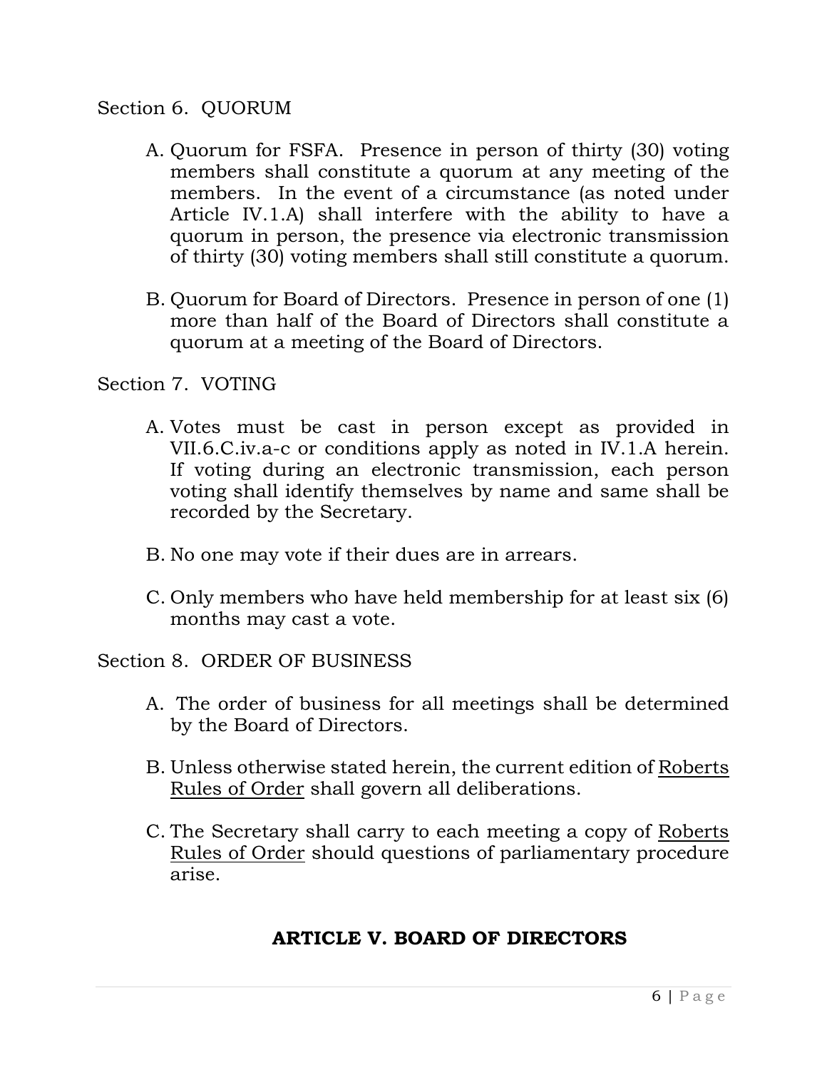Section 6. QUORUM

A. Quorum for FSFA. Presence in person of thirty (30) voting members shall constitute a quorum at any meeting of the members. In the event of a circumstance (as noted under Article IV.1.A) shall interfere with the ability to have a quorum in person, the presence via electronic transmission of thirty (30) voting members shall still constitute a quorum.

B. Quorum for Board of Directors. Presence in person of one (1) more than half of the Board of Directors shall constitute a quorum at a meeting of the Board of Directors.

Section 7. VOTING

A. Votes must be cast in person except as provided in VII.6.C.iv.a-c or conditions apply as noted in IV.1.A herein. If voting during an electronic transmission, each person voting shall identify themselves by name and same shall be recorded by the Secretary.

B. No one may vote if their dues are in arrears.

C. Only members who have held membership for at least six (6) months may cast a vote.

Section 8. ORDER OF BUSINESS

A. The order of business for all meetings shall be determined by the Board of Directors.

B. Unless otherwise stated herein, the current edition of Roberts Rules of Order shall govern all deliberations.

C. The Secretary shall carry to each meeting a copy of Roberts Rules of Order should questions of parliamentary procedure arise.

## ARTICLE V. BOARD OF DIRECTORS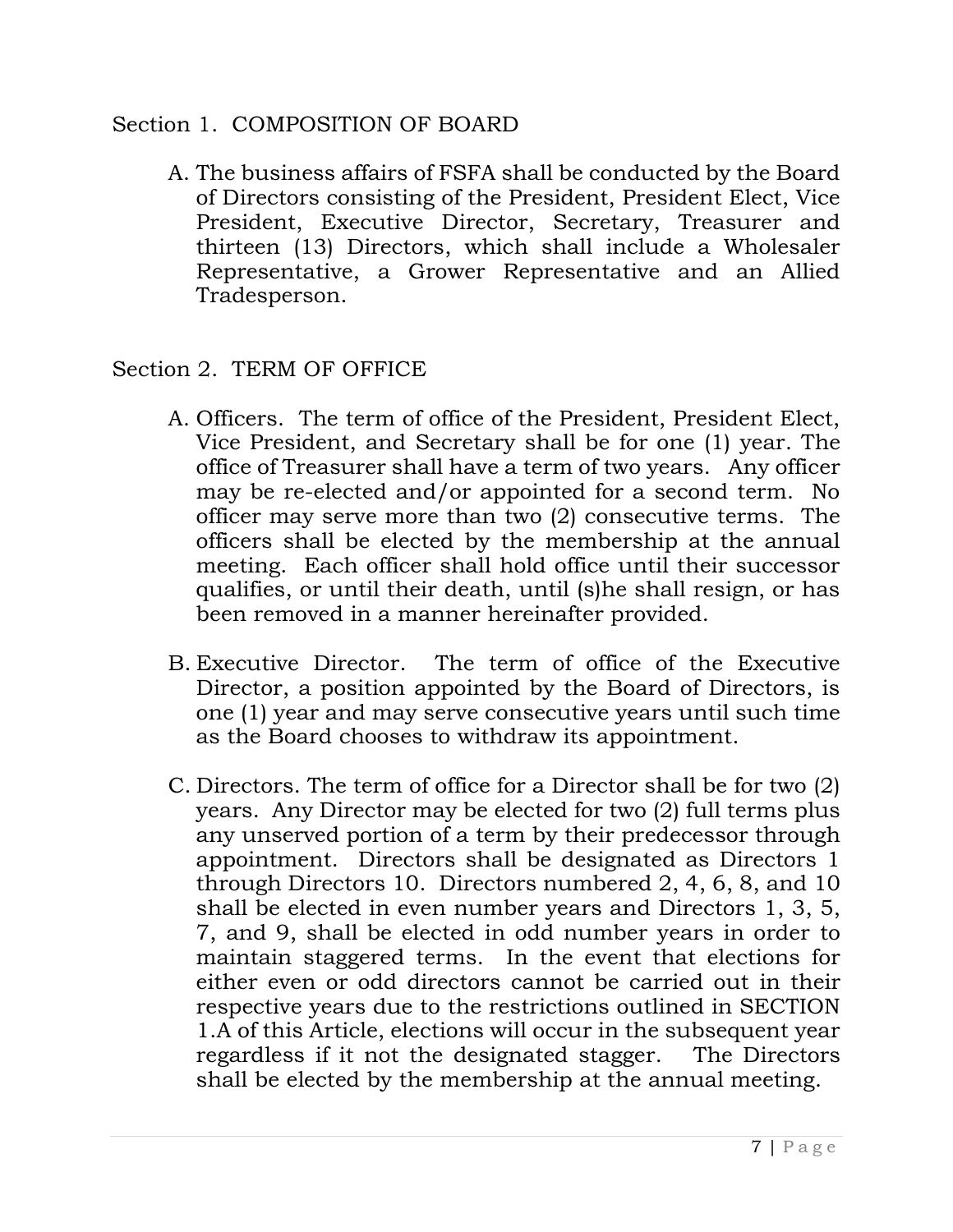## Section 1. COMPOSITION OF BOARD

A. The business affairs of FSFA shall be conducted by the Board of Directors consisting of the President, President Elect, Vice President, Executive Director, Secretary, Treasurer and thirteen (13) Directors, which shall include a Wholesaler Representative, a Grower Representative and an Allied Tradesperson.

## Section 2. TERM OF OFFICE

A. Officers. The term of office of the President, President Elect, Vice President, and Secretary shall be for one (1) year. The office of Treasurer shall have a term of two years. Any officer may be re-elected and/or appointed for a second term. No officer may serve more than two (2) consecutive terms. The officers shall be elected by the membership at the annual meeting. Each officer shall hold office until their successor qualifies, or until their death, until (s)he shall resign, or has been removed in a manner hereinafter provided.

B. Executive Director. The term of office of the Executive Director, a position appointed by the Board of Directors, is one (1) year and may serve consecutive years until such time as the Board chooses to withdraw its appointment.

C. Directors. The term of office for a Director shall be for two (2) years. Any Director may be elected for two (2) full terms plus any unserved portion of a term by their predecessor through appointment. Directors shall be designated as Directors 1 through Directors 10. Directors numbered 2, 4, 6, 8, and 10 shall be elected in even number years and Directors 1, 3, 5, 7, and 9, shall be elected in odd number years in order to maintain staggered terms. In the event that elections for either even or odd directors cannot be carried out in their respective years due to the restrictions outlined in SECTION 1.A of this Article, elections will occur in the subsequent year regardless if it not the designated stagger. The Directors shall be elected by the membership at the annual meeting.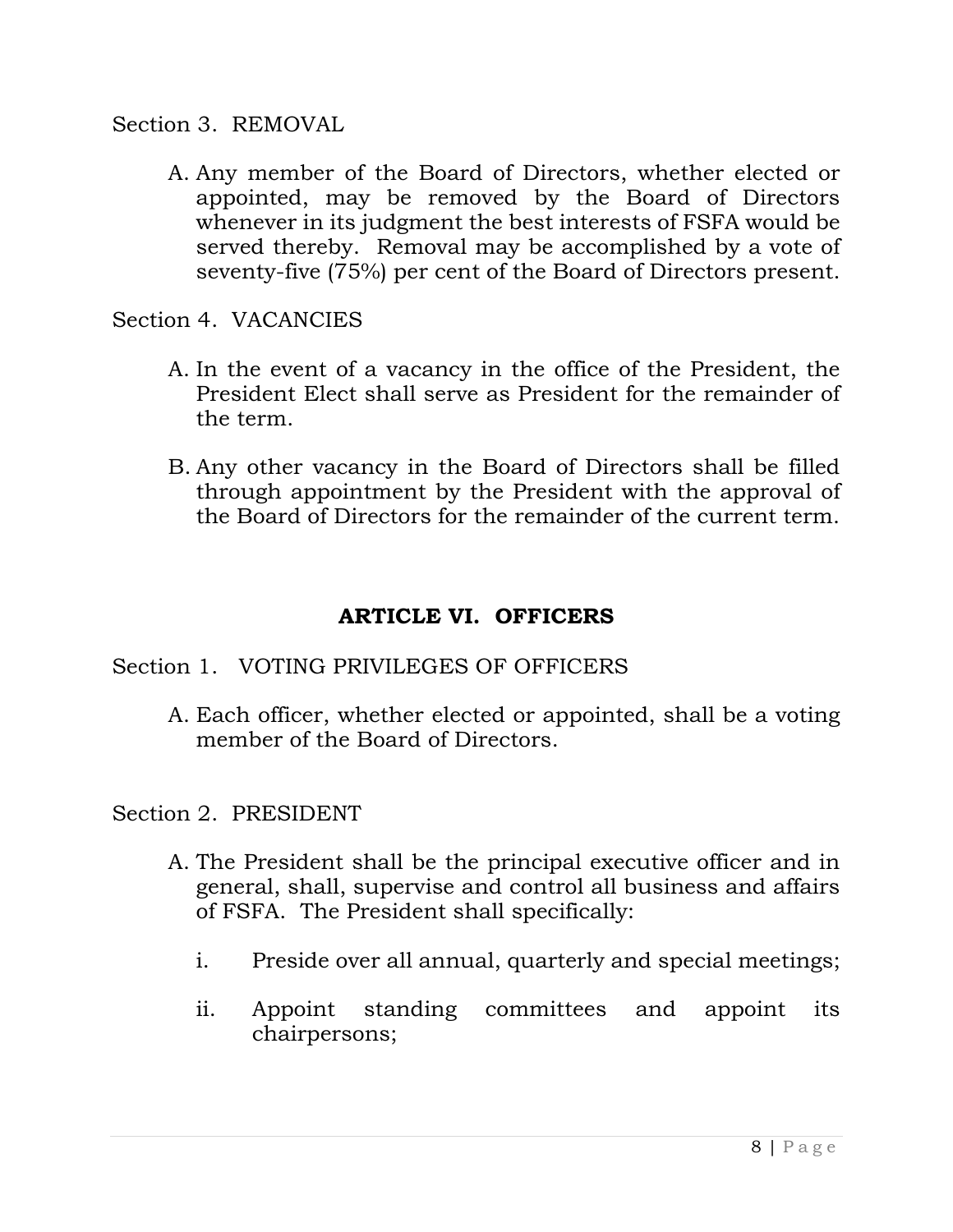Section 3. REMOVAL

A. Any member of the Board of Directors, whether elected or appointed, may be removed by the Board of Directors whenever in its judgment the best interests of FSFA would be served thereby. Removal may be accomplished by a vote of seventy-five (75%) per cent of the Board of Directors present.

Section 4. VACANCIES

A. In the event of a vacancy in the office of the President, the President Elect shall serve as President for the remainder of the term.

B. Any other vacancy in the Board of Directors shall be filled through appointment by the President with the approval of the Board of Directors for the remainder of the current term.

## ARTICLE VI. OFFICERS

Section 1. VOTING PRIVILEGES OF OFFICERS

A. Each officer, whether elected or appointed, shall be a voting member of the Board of Directors.

Section 2. PRESIDENT

A. The President shall be the principal executive officer and in general, shall, supervise and control all business and affairs of FSFA. The President shall specifically:

i. Preside over all annual, quarterly and special meetings;

ii. Appoint standing committees and appoint its chairpersons;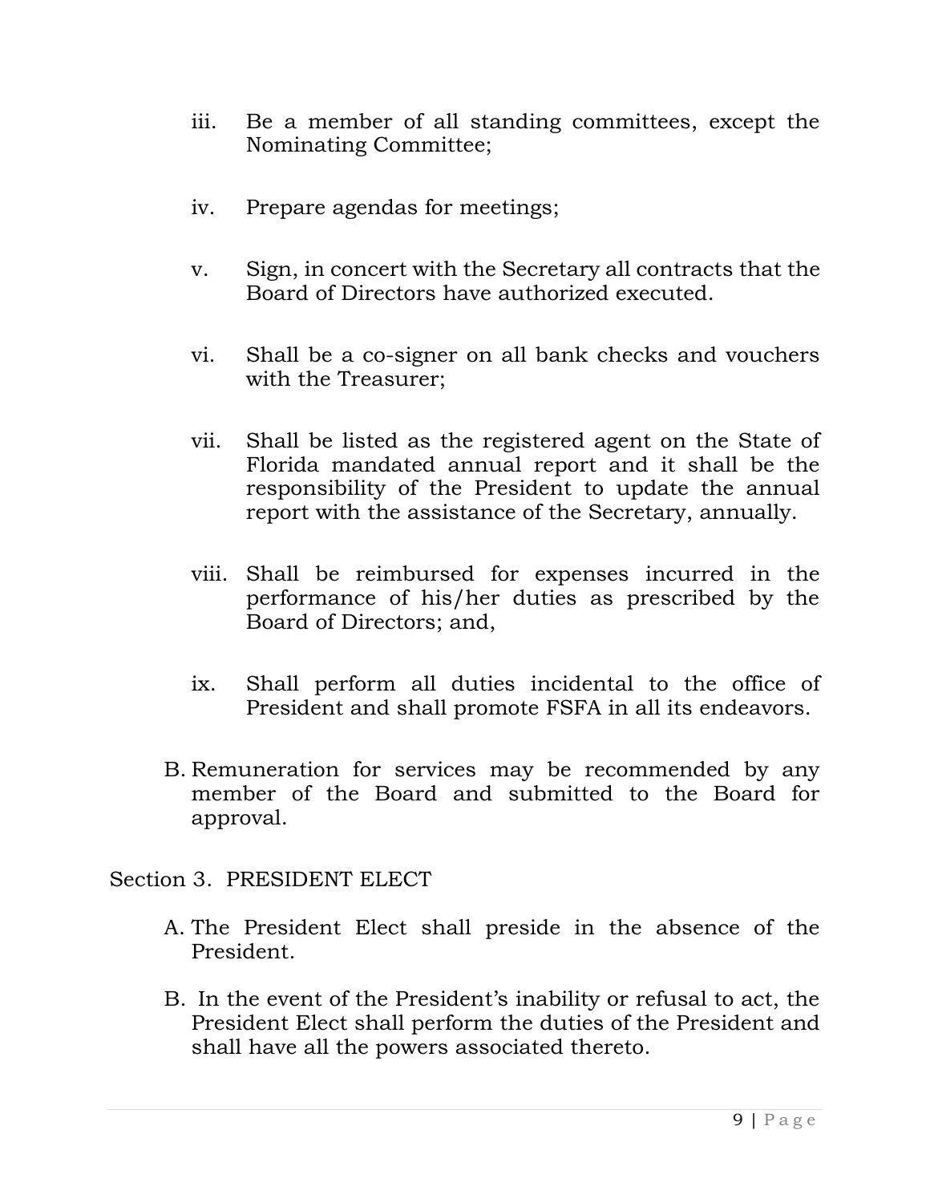iii. Be a member of all standing committees, except the Nominating Committee;

iv. Prepare agendas for meetings;

v. Sign, in concert with the Secretary all contracts that the Board of Directors have authorized executed.

vi. Shall be a co-signer on all bank checks and vouchers with the Treasurer;

vii. Shall be listed as the registered agent on the State of Florida mandated annual report and it shall be the responsibility of the President to update the annual report with the assistance of the Secretary, annually.

viii. Shall be reimbursed for expenses incurred in the performance of his/her duties as prescribed by the Board of Directors; and,

ix. Shall perform all duties incidental to the office of President and shall promote FSFA in all its endeavors.

B. Remuneration for services may be recommended by any member of the Board and submitted to the Board for approval.

Section 3. PRESIDENT ELECT

A. The President Elect shall preside in the absence of the President.

B. In the event of the President's inability or refusal to act, the President Elect shall perform the duties of the President and shall have all the powers associated thereto.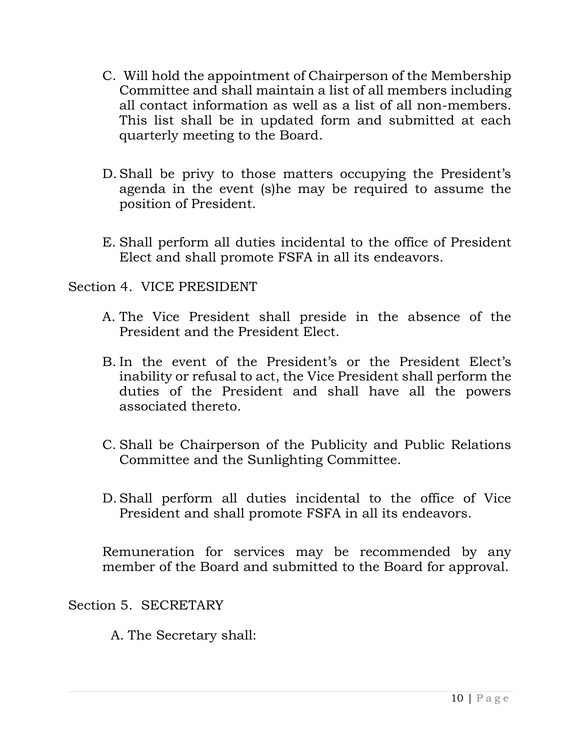C. Will hold the appointment of Chairperson of the Membership Committee and shall maintain a list of all members including all contact information as well as a list of all non-members. This list shall be in updated form and submitted at each quarterly meeting to the Board.

D. Shall be privy to those matters occupying the President's agenda in the event (s)he may be required to assume the position of President.

E. Shall perform all duties incidental to the office of President Elect and shall promote FSFA in all its endeavors.

Section 4. VICE PRESIDENT

A. The Vice President shall preside in the absence of the President and the President Elect.

B. In the event of the President's or the President Elect's inability or refusal to act, the Vice President shall perform the duties of the President and shall have all the powers associated thereto.

C. Shall be Chairperson of the Publicity and Public Relations Committee and the Sunlighting Committee.

D. Shall perform all duties incidental to the office of Vice President and shall promote FSFA in all its endeavors.

Remuneration for services may be recommended by any member of the Board and submitted to the Board for approval.

Section 5. SECRETARY

A. The Secretary shall: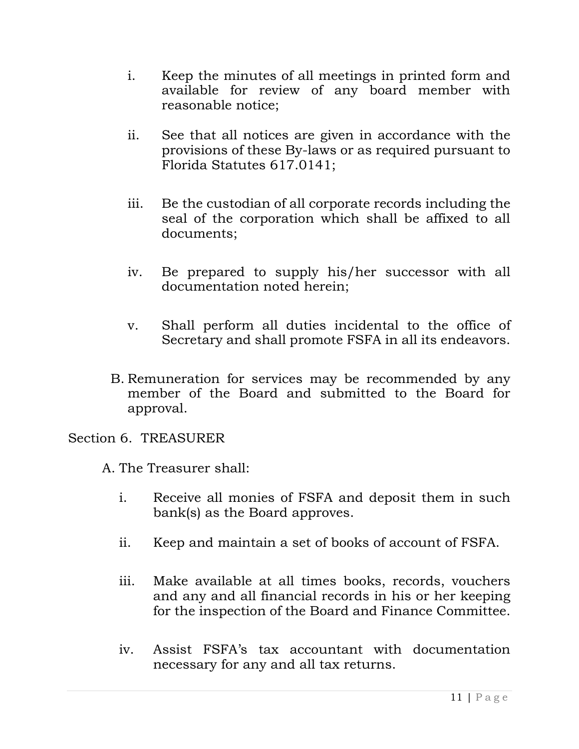i. Keep the minutes of all meetings in printed form and available for review of any board member with reasonable notice;

ii. See that all notices are given in accordance with the provisions of these By-laws or as required pursuant to Florida Statutes 617.0141;

iii. Be the custodian of all corporate records including the seal of the corporation which shall be affixed to all documents;

iv. Be prepared to supply his/her successor with all documentation noted herein;

v. Shall perform all duties incidental to the office of Secretary and shall promote FSFA in all its endeavors.

B. Remuneration for services may be recommended by any member of the Board and submitted to the Board for approval.

Section 6. TREASURER

A. The Treasurer shall:

i. Receive all monies of FSFA and deposit them in such bank(s) as the Board approves.

ii. Keep and maintain a set of books of account of FSFA.

iii. Make available at all times books, records, vouchers and any and all financial records in his or her keeping for the inspection of the Board and Finance Committee.

iv. Assist FSFA's tax accountant with documentation necessary for any and all tax returns.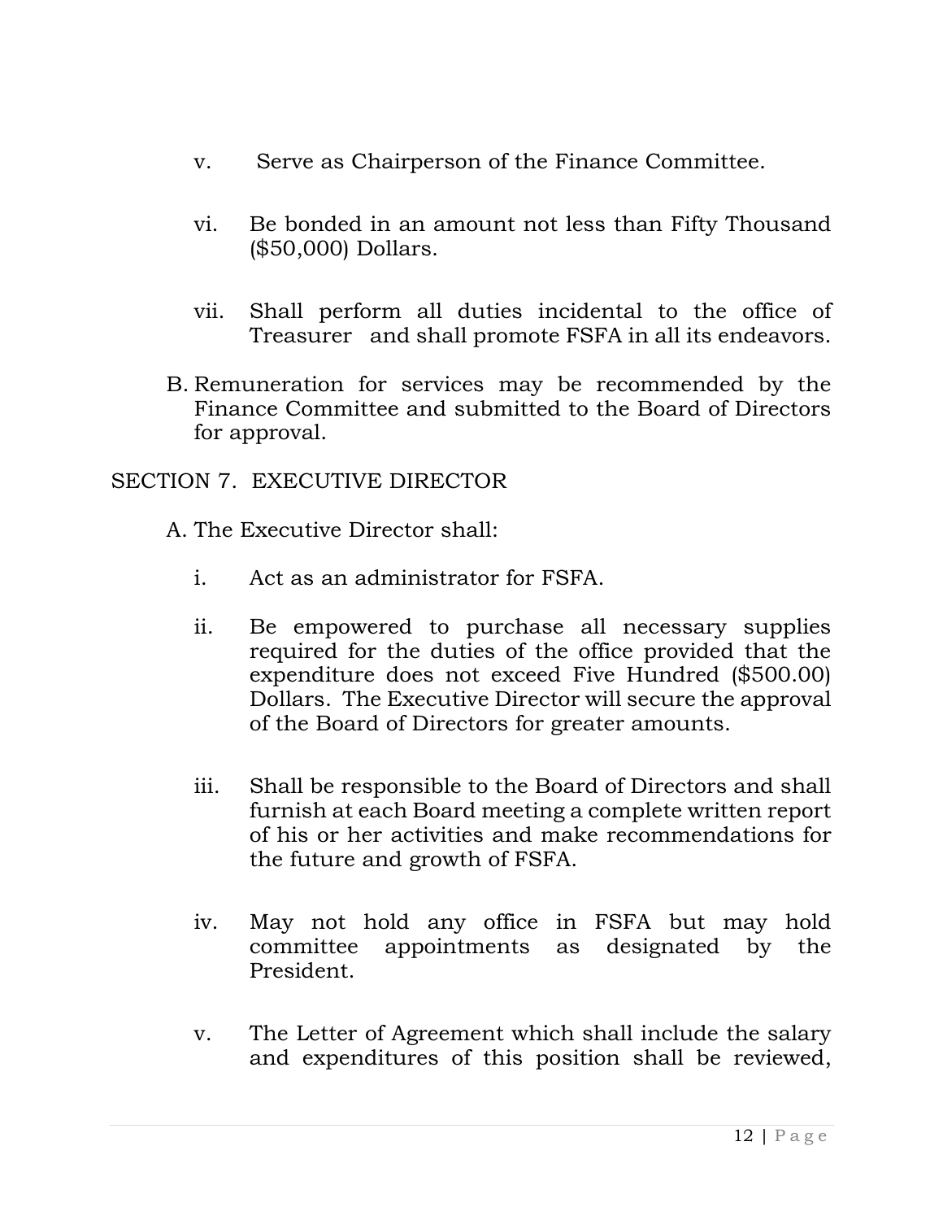v. Serve as Chairperson of the Finance Committee.

vi. Be bonded in an amount not less than Fifty Thousand ($50,000) Dollars.

vii. Shall perform all duties incidental to the office of Treasurer and shall promote FSFA in all its endeavors.

B. Remuneration for services may be recommended by the Finance Committee and submitted to the Board of Directors for approval.

SECTION 7. EXECUTIVE DIRECTOR

A. The Executive Director shall:

i. Act as an administrator for FSFA.

ii. Be empowered to purchase all necessary supplies required for the duties of the office provided that the expenditure does not exceed Five Hundred ($500.00) Dollars. The Executive Director will secure the approval of the Board of Directors for greater amounts.

iii. Shall be responsible to the Board of Directors and shall furnish at each Board meeting a complete written report of his or her activities and make recommendations for the future and growth of FSFA.

iv. May not hold any office in FSFA but may hold committee appointments as designated by the President.

v. The Letter of Agreement which shall include the salary and expenditures of this position shall be reviewed,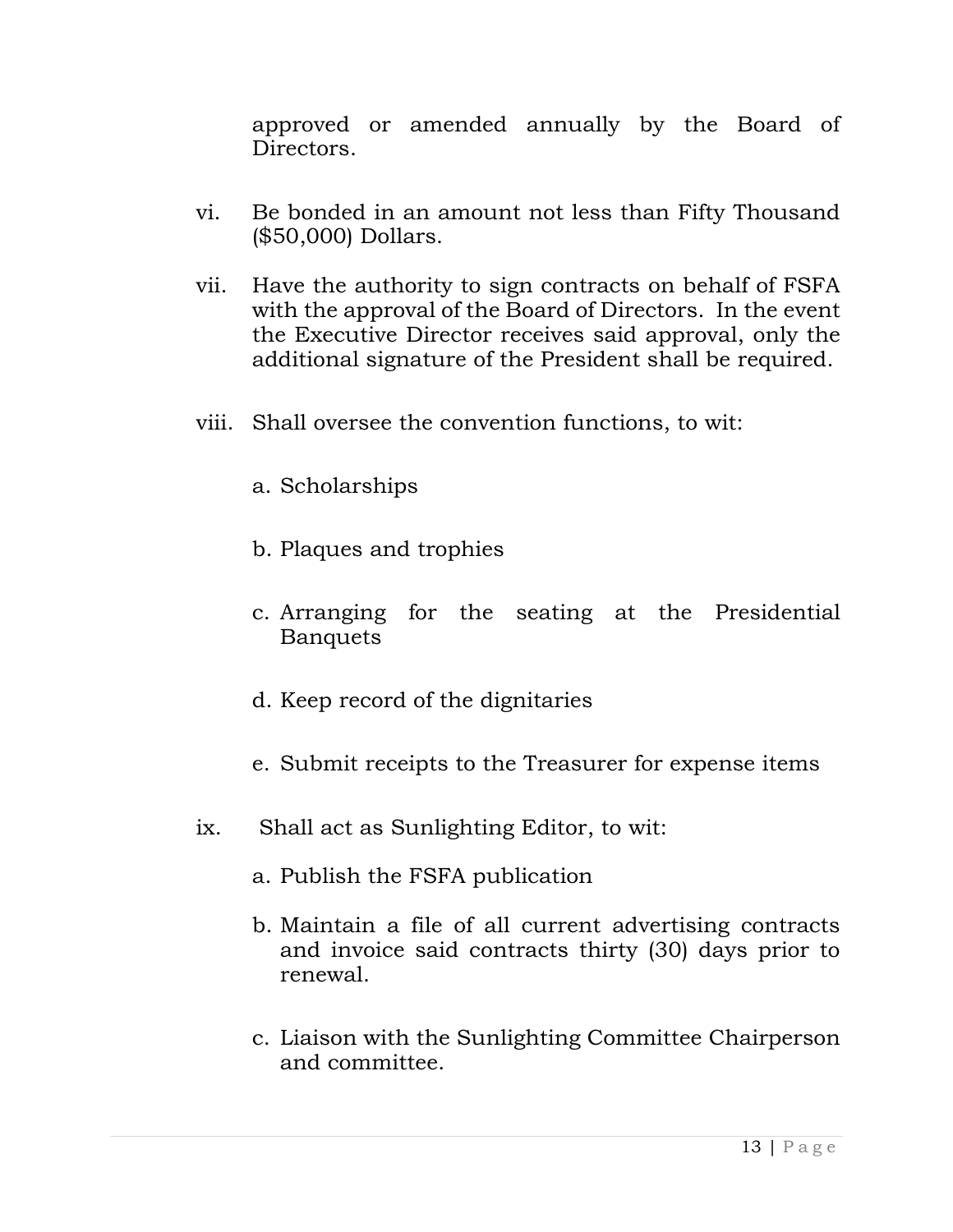approved or amended annually by the Board of Directors.

vi. Be bonded in an amount not less than Fifty Thousand ($50,000) Dollars.

vii. Have the authority to sign contracts on behalf of FSFA with the approval of the Board of Directors. In the event the Executive Director receives said approval, only the additional signature of the President shall be required.

viii. Shall oversee the convention functions, to wit:

   a. Scholarships

   b. Plaques and trophies

   c. Arranging for the seating at the Presidential Banquets

   d. Keep record of the dignitaries

   e. Submit receipts to the Treasurer for expense items

ix. Shall act as Sunlighting Editor, to wit:

   a. Publish the FSFA publication

   b. Maintain a file of all current advertising contracts and invoice said contracts thirty (30) days prior to renewal.

   c. Liaison with the Sunlighting Committee Chairperson and committee.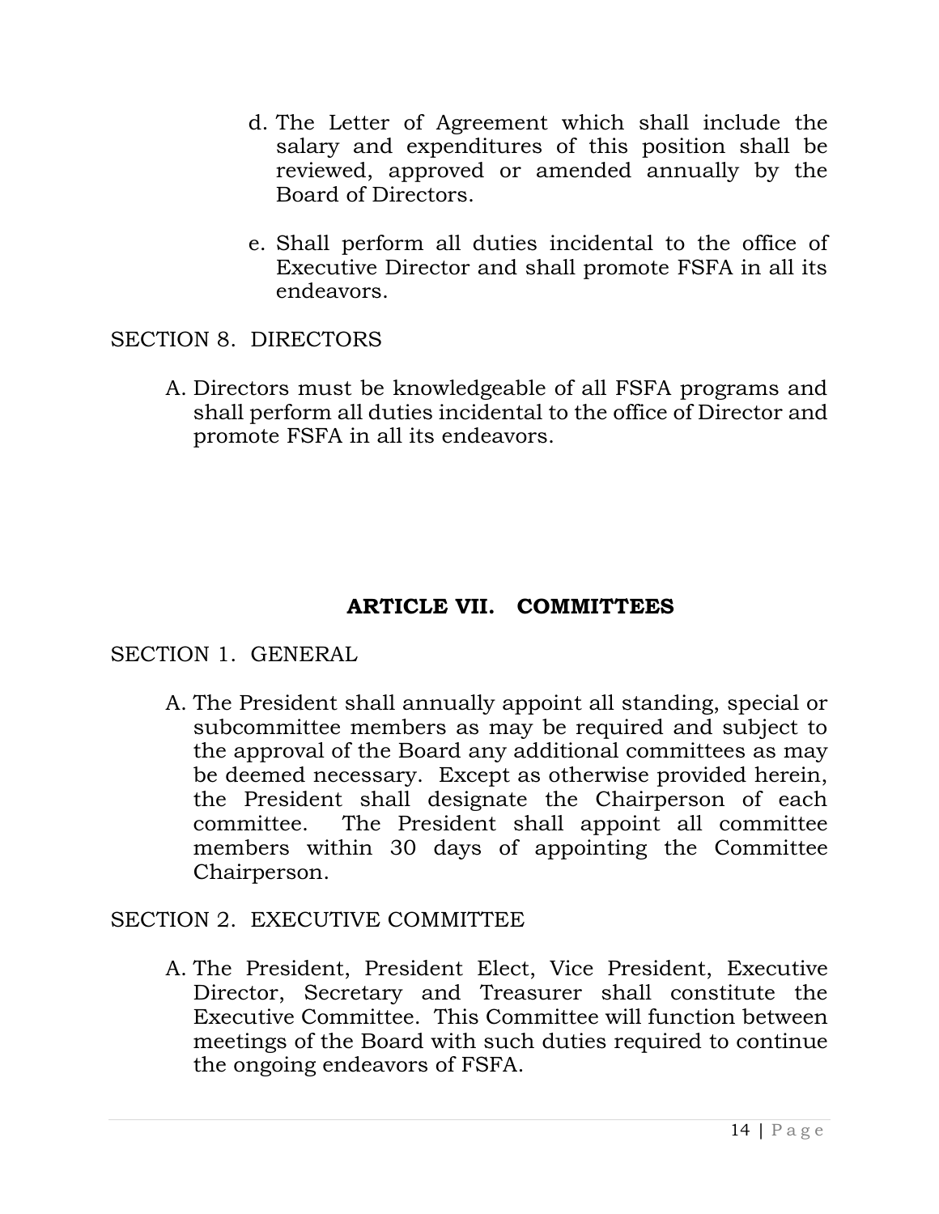d. The Letter of Agreement which shall include the salary and expenditures of this position shall be reviewed, approved or amended annually by the Board of Directors.

e. Shall perform all duties incidental to the office of Executive Director and shall promote FSFA in all its endeavors.

SECTION 8. DIRECTORS

A. Directors must be knowledgeable of all FSFA programs and shall perform all duties incidental to the office of Director and promote FSFA in all its endeavors.

## ARTICLE VII. COMMITTEES

SECTION 1. GENERAL

A. The President shall annually appoint all standing, special or subcommittee members as may be required and subject to the approval of the Board any additional committees as may be deemed necessary. Except as otherwise provided herein, the President shall designate the Chairperson of each committee. The President shall appoint all committee members within 30 days of appointing the Committee Chairperson.

SECTION 2. EXECUTIVE COMMITTEE

A. The President, President Elect, Vice President, Executive Director, Secretary and Treasurer shall constitute the Executive Committee. This Committee will function between meetings of the Board with such duties required to continue the ongoing endeavors of FSFA.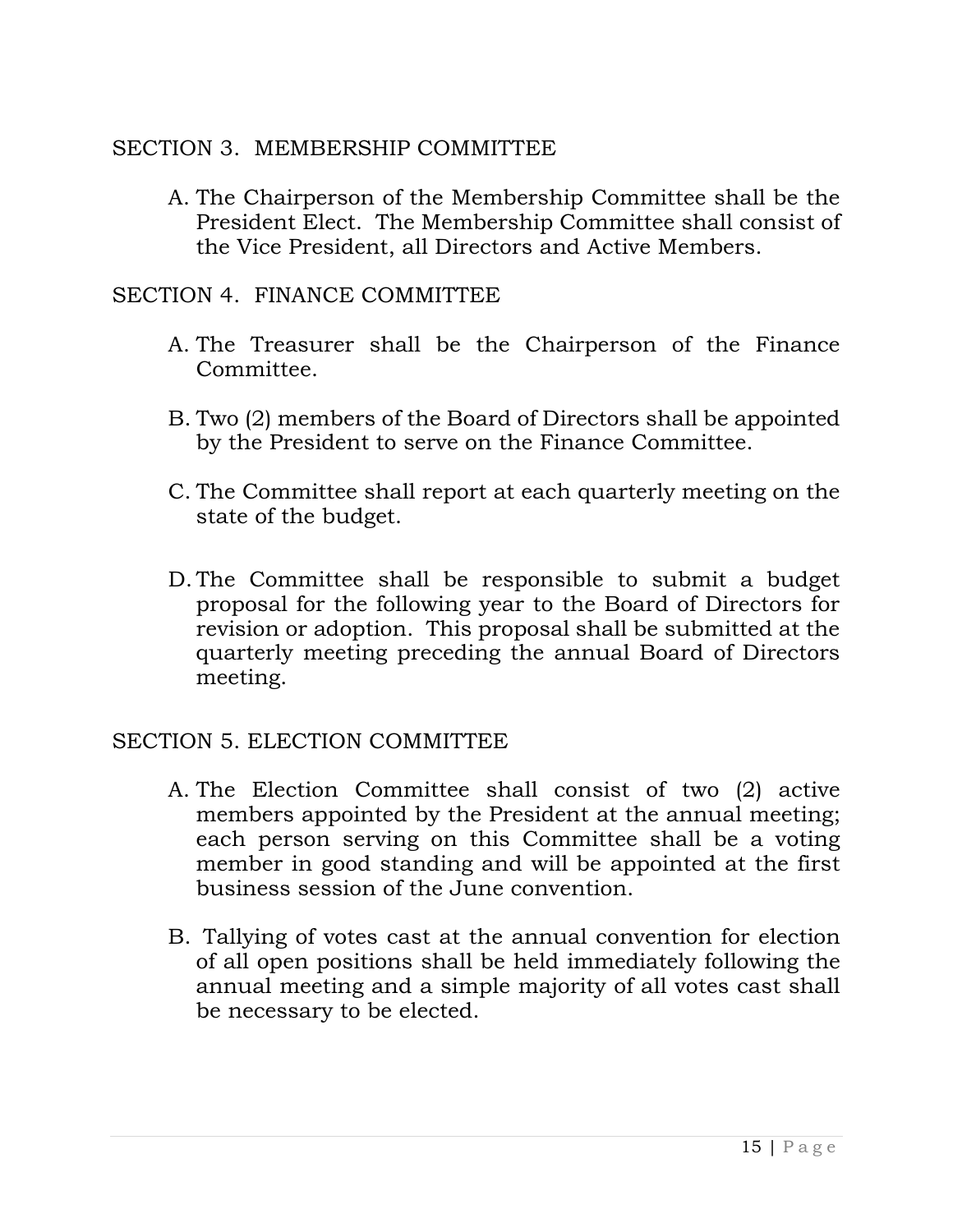## SECTION 3. MEMBERSHIP COMMITTEE

A. The Chairperson of the Membership Committee shall be the President Elect. The Membership Committee shall consist of the Vice President, all Directors and Active Members.

## SECTION 4. FINANCE COMMITTEE

A. The Treasurer shall be the Chairperson of the Finance Committee.

B. Two (2) members of the Board of Directors shall be appointed by the President to serve on the Finance Committee.

C. The Committee shall report at each quarterly meeting on the state of the budget.

D. The Committee shall be responsible to submit a budget proposal for the following year to the Board of Directors for revision or adoption. This proposal shall be submitted at the quarterly meeting preceding the annual Board of Directors meeting.

## SECTION 5. ELECTION COMMITTEE

A. The Election Committee shall consist of two (2) active members appointed by the President at the annual meeting; each person serving on this Committee shall be a voting member in good standing and will be appointed at the first business session of the June convention.

B. Tallying of votes cast at the annual convention for election of all open positions shall be held immediately following the annual meeting and a simple majority of all votes cast shall be necessary to be elected.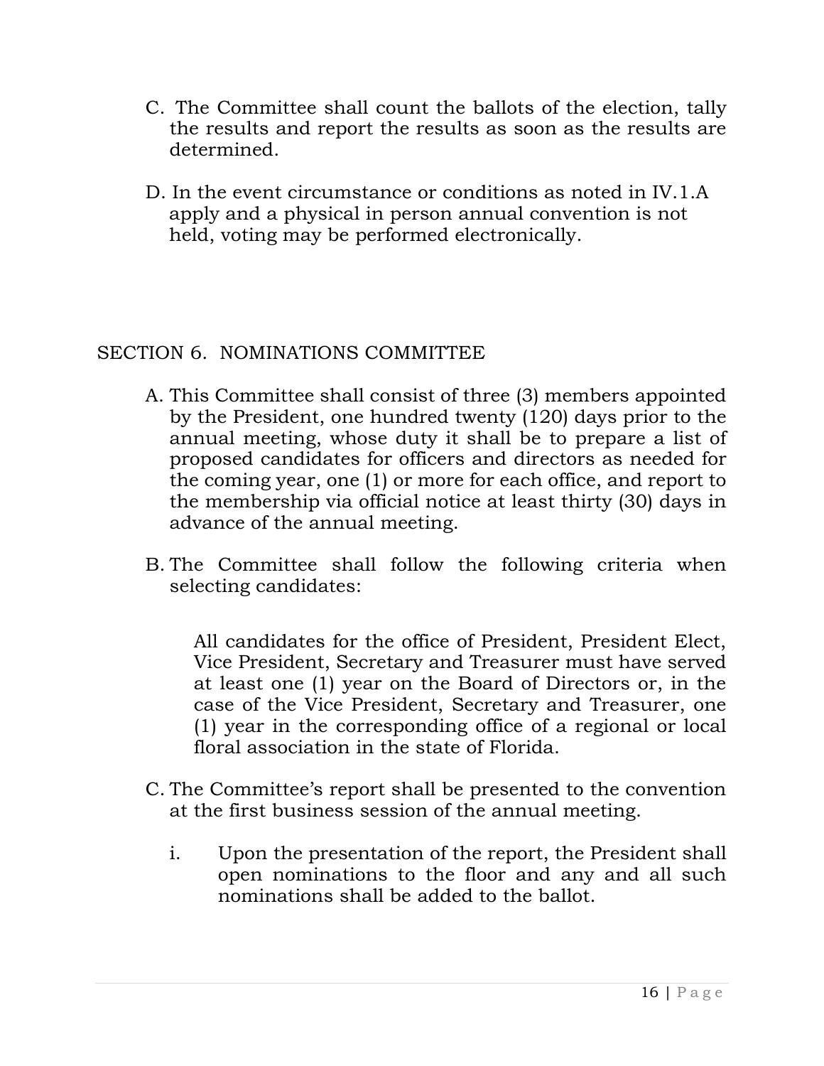C. The Committee shall count the ballots of the election, tally the results and report the results as soon as the results are determined.

D. In the event circumstance or conditions as noted in IV.1.A apply and a physical in person annual convention is not held, voting may be performed electronically.

## SECTION 6. NOMINATIONS COMMITTEE

A. This Committee shall consist of three (3) members appointed by the President, one hundred twenty (120) days prior to the annual meeting, whose duty it shall be to prepare a list of proposed candidates for officers and directors as needed for the coming year, one (1) or more for each office, and report to the membership via official notice at least thirty (30) days in advance of the annual meeting.

B. The Committee shall follow the following criteria when selecting candidates:

   All candidates for the office of President, President Elect, Vice President, Secretary and Treasurer must have served at least one (1) year on the Board of Directors or, in the case of the Vice President, Secretary and Treasurer, one (1) year in the corresponding office of a regional or local floral association in the state of Florida.

C. The Committee's report shall be presented to the convention at the first business session of the annual meeting.

   i. Upon the presentation of the report, the President shall open nominations to the floor and any and all such nominations shall be added to the ballot.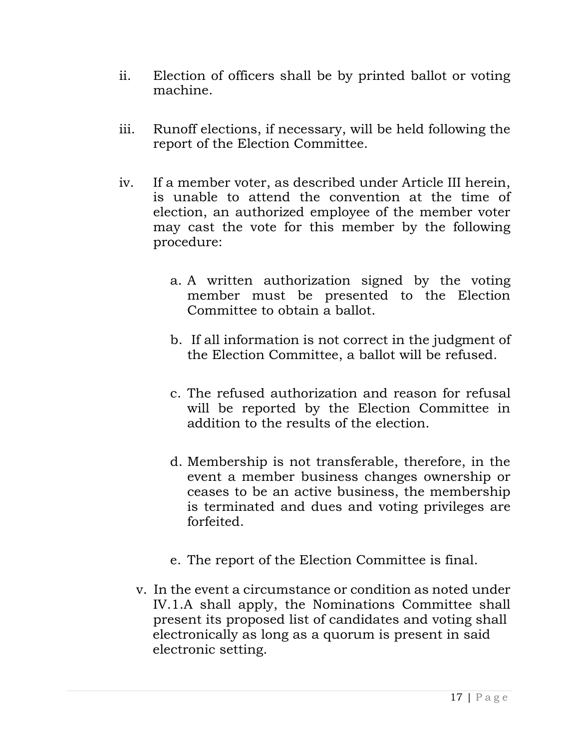ii. Election of officers shall be by printed ballot or voting machine.

iii. Runoff elections, if necessary, will be held following the report of the Election Committee.

iv. If a member voter, as described under Article III herein, is unable to attend the convention at the time of election, an authorized employee of the member voter may cast the vote for this member by the following procedure:

   a. A written authorization signed by the voting member must be presented to the Election Committee to obtain a ballot.

   b. If all information is not correct in the judgment of the Election Committee, a ballot will be refused.

   c. The refused authorization and reason for refusal will be reported by the Election Committee in addition to the results of the election.

   d. Membership is not transferable, therefore, in the event a member business changes ownership or ceases to be an active business, the membership is terminated and dues and voting privileges are forfeited.

   e. The report of the Election Committee is final.

v. In the event a circumstance or condition as noted under IV.1.A shall apply, the Nominations Committee shall present its proposed list of candidates and voting shall electronically as long as a quorum is present in said electronic setting.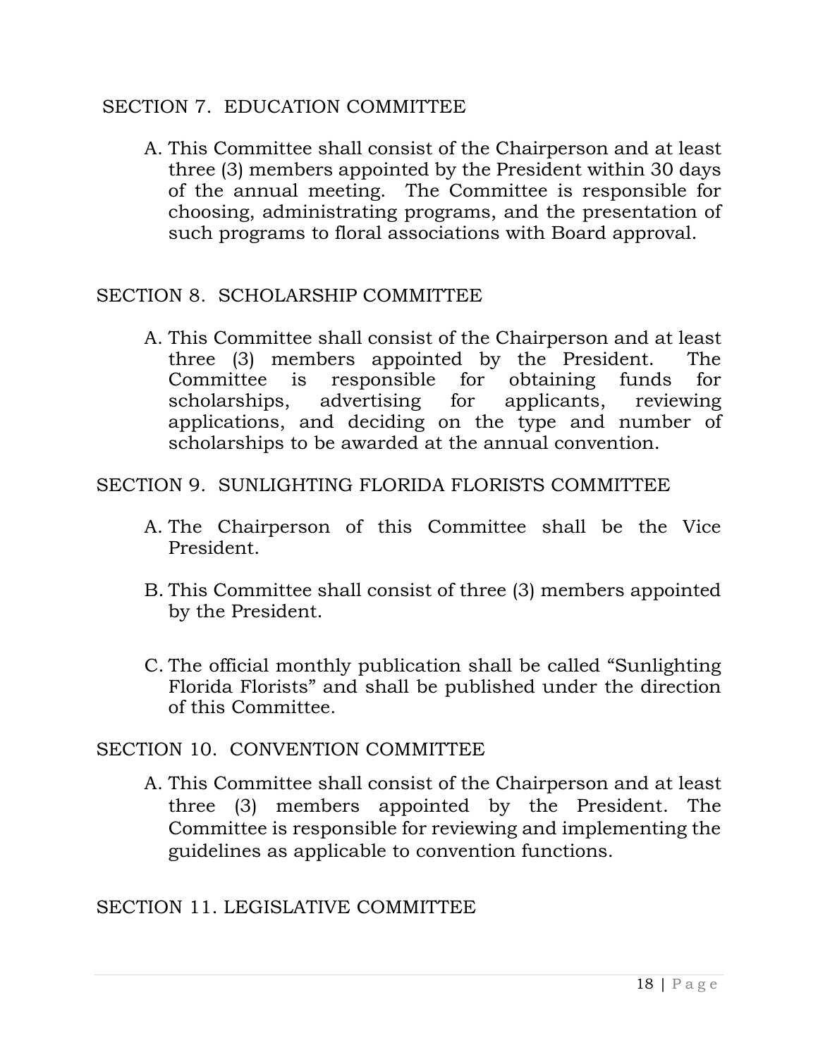## SECTION 7. EDUCATION COMMITTEE

A. This Committee shall consist of the Chairperson and at least three (3) members appointed by the President within 30 days of the annual meeting. The Committee is responsible for choosing, administrating programs, and the presentation of such programs to floral associations with Board approval.

## SECTION 8. SCHOLARSHIP COMMITTEE

A. This Committee shall consist of the Chairperson and at least three (3) members appointed by the President. The Committee is responsible for obtaining funds for scholarships, advertising for applicants, reviewing applications, and deciding on the type and number of scholarships to be awarded at the annual convention.

## SECTION 9. SUNLIGHTING FLORIDA FLORISTS COMMITTEE

A. The Chairperson of this Committee shall be the Vice President.

B. This Committee shall consist of three (3) members appointed by the President.

C. The official monthly publication shall be called "Sunlighting Florida Florists" and shall be published under the direction of this Committee.

## SECTION 10. CONVENTION COMMITTEE

A. This Committee shall consist of the Chairperson and at least three (3) members appointed by the President. The Committee is responsible for reviewing and implementing the guidelines as applicable to convention functions.

## SECTION 11. LEGISLATIVE COMMITTEE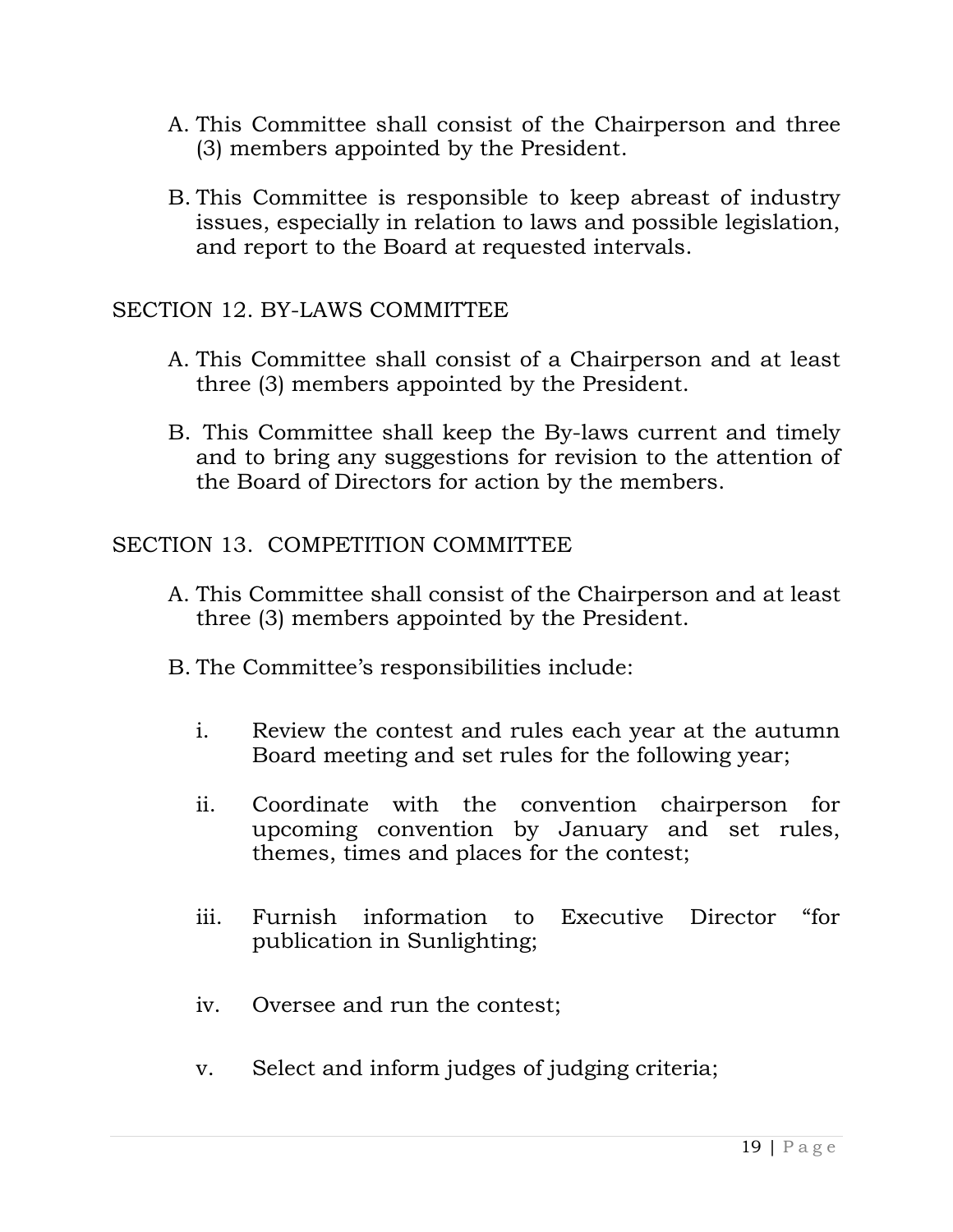A. This Committee shall consist of the Chairperson and three (3) members appointed by the President.

B. This Committee is responsible to keep abreast of industry issues, especially in relation to laws and possible legislation, and report to the Board at requested intervals.

## SECTION 12. BY-LAWS COMMITTEE

A. This Committee shall consist of a Chairperson and at least three (3) members appointed by the President.

B. This Committee shall keep the By-laws current and timely and to bring any suggestions for revision to the attention of the Board of Directors for action by the members.

## SECTION 13. COMPETITION COMMITTEE

A. This Committee shall consist of the Chairperson and at least three (3) members appointed by the President.

B. The Committee's responsibilities include:

   i. Review the contest and rules each year at the autumn Board meeting and set rules for the following year;

   ii. Coordinate with the convention chairperson for upcoming convention by January and set rules, themes, times and places for the contest;

   iii. Furnish information to Executive Director "for publication in Sunlighting;

   iv. Oversee and run the contest;

   v. Select and inform judges of judging criteria;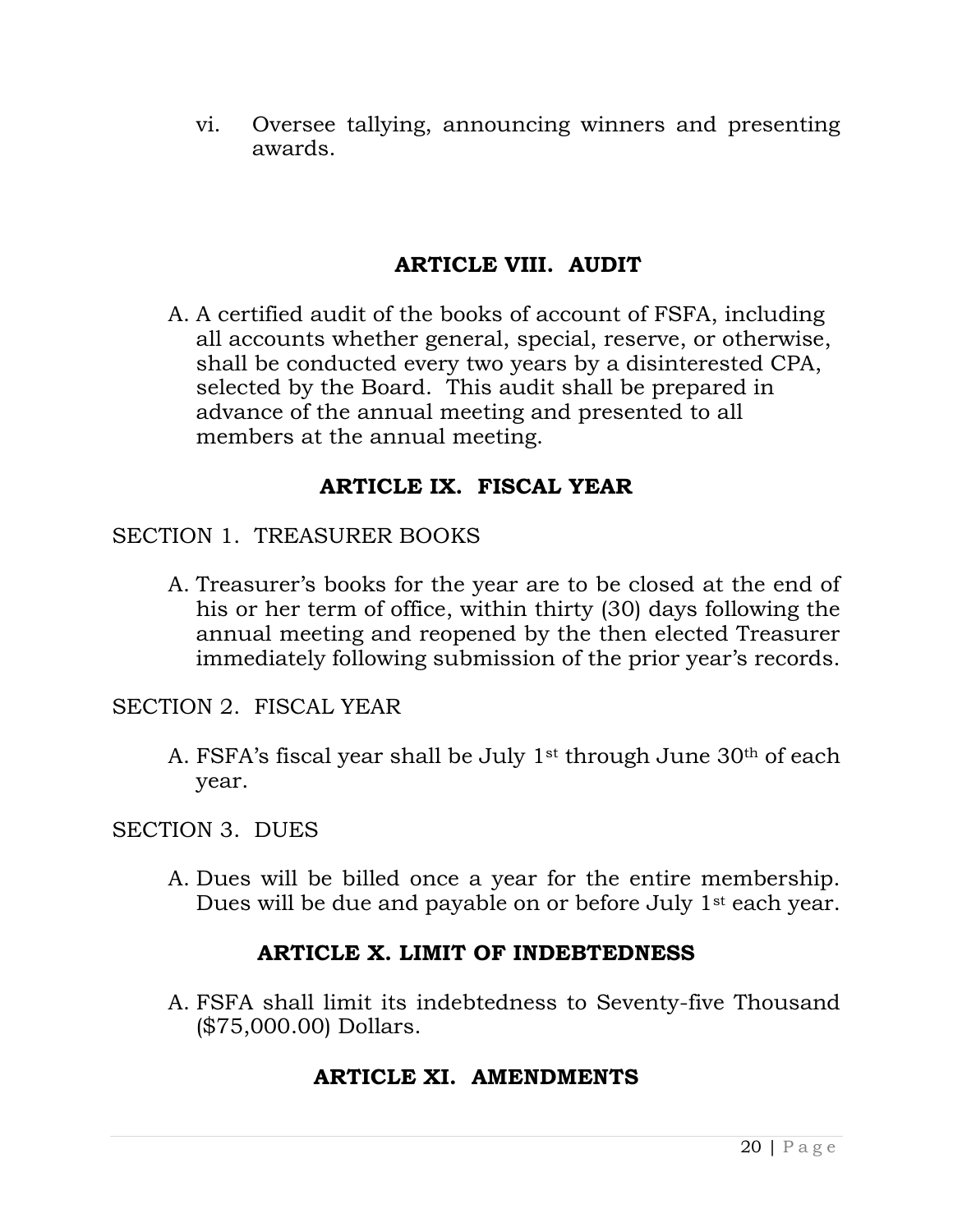vi. Oversee tallying, announcing winners and presenting awards.

## ARTICLE VIII. AUDIT

A. A certified audit of the books of account of FSFA, including all accounts whether general, special, reserve, or otherwise, shall be conducted every two years by a disinterested CPA, selected by the Board. This audit shall be prepared in advance of the annual meeting and presented to all members at the annual meeting.

## ARTICLE IX. FISCAL YEAR

SECTION 1. TREASURER BOOKS

A. Treasurer's books for the year are to be closed at the end of his or her term of office, within thirty (30) days following the annual meeting and reopened by the then elected Treasurer immediately following submission of the prior year's records.

SECTION 2. FISCAL YEAR

A. FSFA's fiscal year shall be July 1st through June 30th of each year.

SECTION 3. DUES

A. Dues will be billed once a year for the entire membership. Dues will be due and payable on or before July 1st each year.

## ARTICLE X. LIMIT OF INDEBTEDNESS

A. FSFA shall limit its indebtedness to Seventy-five Thousand ($75,000.00) Dollars.

## ARTICLE XI. AMENDMENTS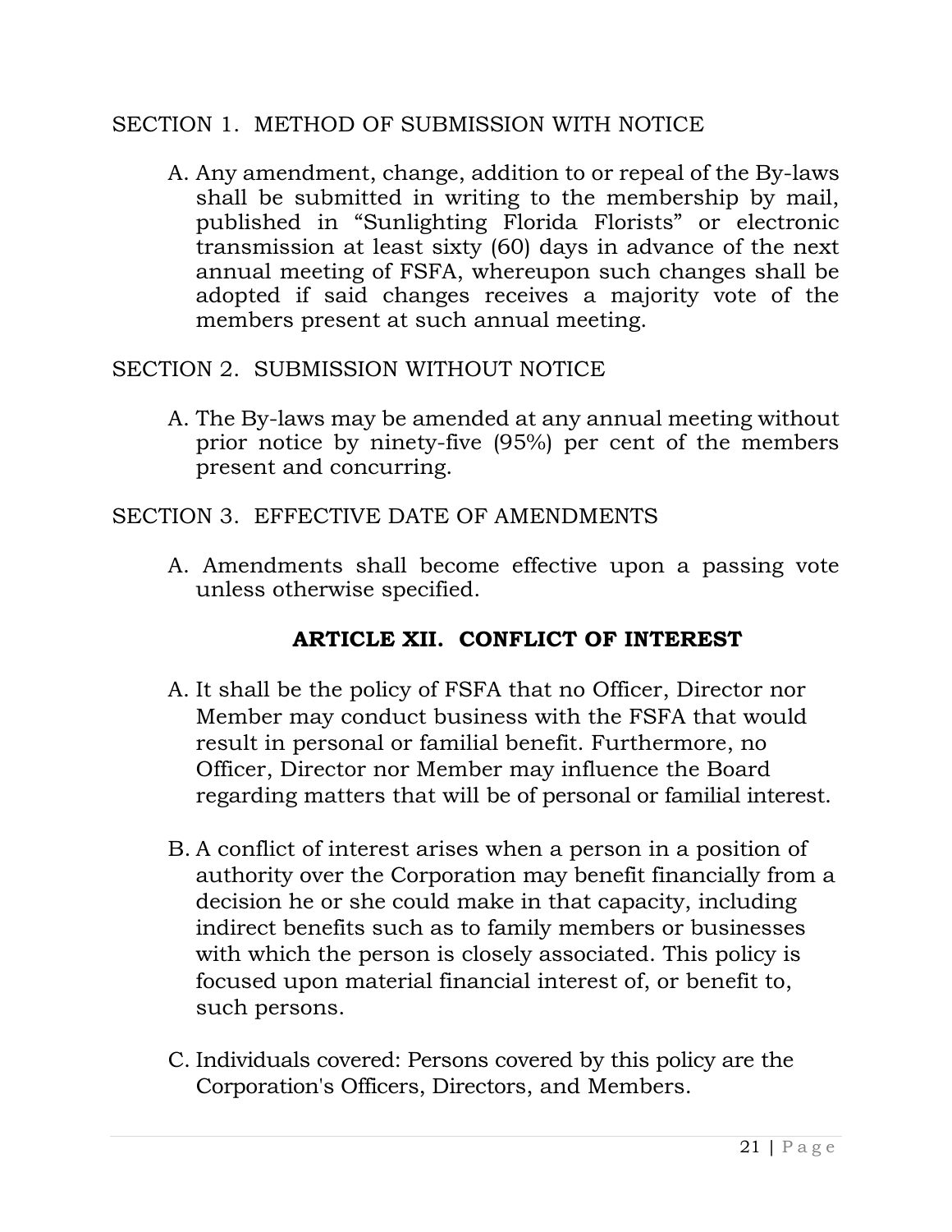SECTION 1. METHOD OF SUBMISSION WITH NOTICE

A. Any amendment, change, addition to or repeal of the By-laws shall be submitted in writing to the membership by mail, published in "Sunlighting Florida Florists" or electronic transmission at least sixty (60) days in advance of the next annual meeting of FSFA, whereupon such changes shall be adopted if said changes receives a majority vote of the members present at such annual meeting.

SECTION 2. SUBMISSION WITHOUT NOTICE

A. The By-laws may be amended at any annual meeting without prior notice by ninety-five (95%) per cent of the members present and concurring.

SECTION 3. EFFECTIVE DATE OF AMENDMENTS

A. Amendments shall become effective upon a passing vote unless otherwise specified.

## ARTICLE XII. CONFLICT OF INTEREST

A. It shall be the policy of FSFA that no Officer, Director nor Member may conduct business with the FSFA that would result in personal or familial benefit. Furthermore, no Officer, Director nor Member may influence the Board regarding matters that will be of personal or familial interest.

B. A conflict of interest arises when a person in a position of authority over the Corporation may benefit financially from a decision he or she could make in that capacity, including indirect benefits such as to family members or businesses with which the person is closely associated. This policy is focused upon material financial interest of, or benefit to, such persons.

C. Individuals covered: Persons covered by this policy are the Corporation's Officers, Directors, and Members.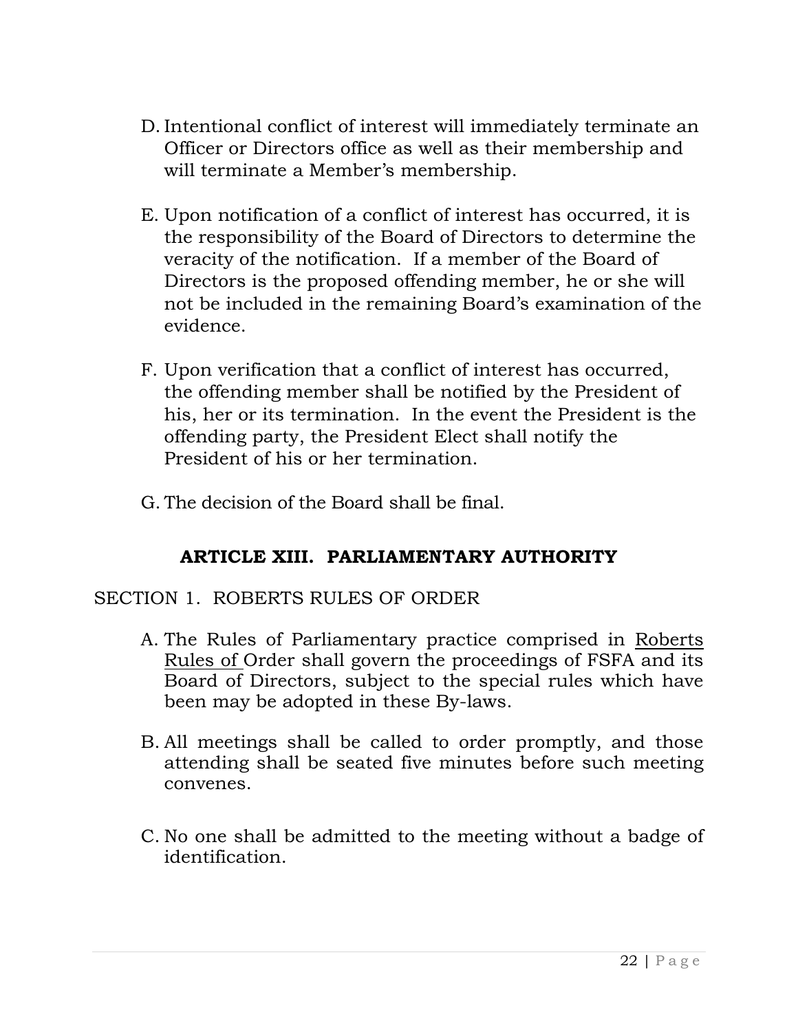D. Intentional conflict of interest will immediately terminate an Officer or Directors office as well as their membership and will terminate a Member's membership.

E. Upon notification of a conflict of interest has occurred, it is the responsibility of the Board of Directors to determine the veracity of the notification. If a member of the Board of Directors is the proposed offending member, he or she will not be included in the remaining Board's examination of the evidence.

F. Upon verification that a conflict of interest has occurred, the offending member shall be notified by the President of his, her or its termination. In the event the President is the offending party, the President Elect shall notify the President of his or her termination.

G. The decision of the Board shall be final.

## ARTICLE XIII. PARLIAMENTARY AUTHORITY

SECTION 1. ROBERTS RULES OF ORDER

A. The Rules of Parliamentary practice comprised in Roberts Rules of Order shall govern the proceedings of FSFA and its Board of Directors, subject to the special rules which have been may be adopted in these By-laws.

B. All meetings shall be called to order promptly, and those attending shall be seated five minutes before such meeting convenes.

C. No one shall be admitted to the meeting without a badge of identification.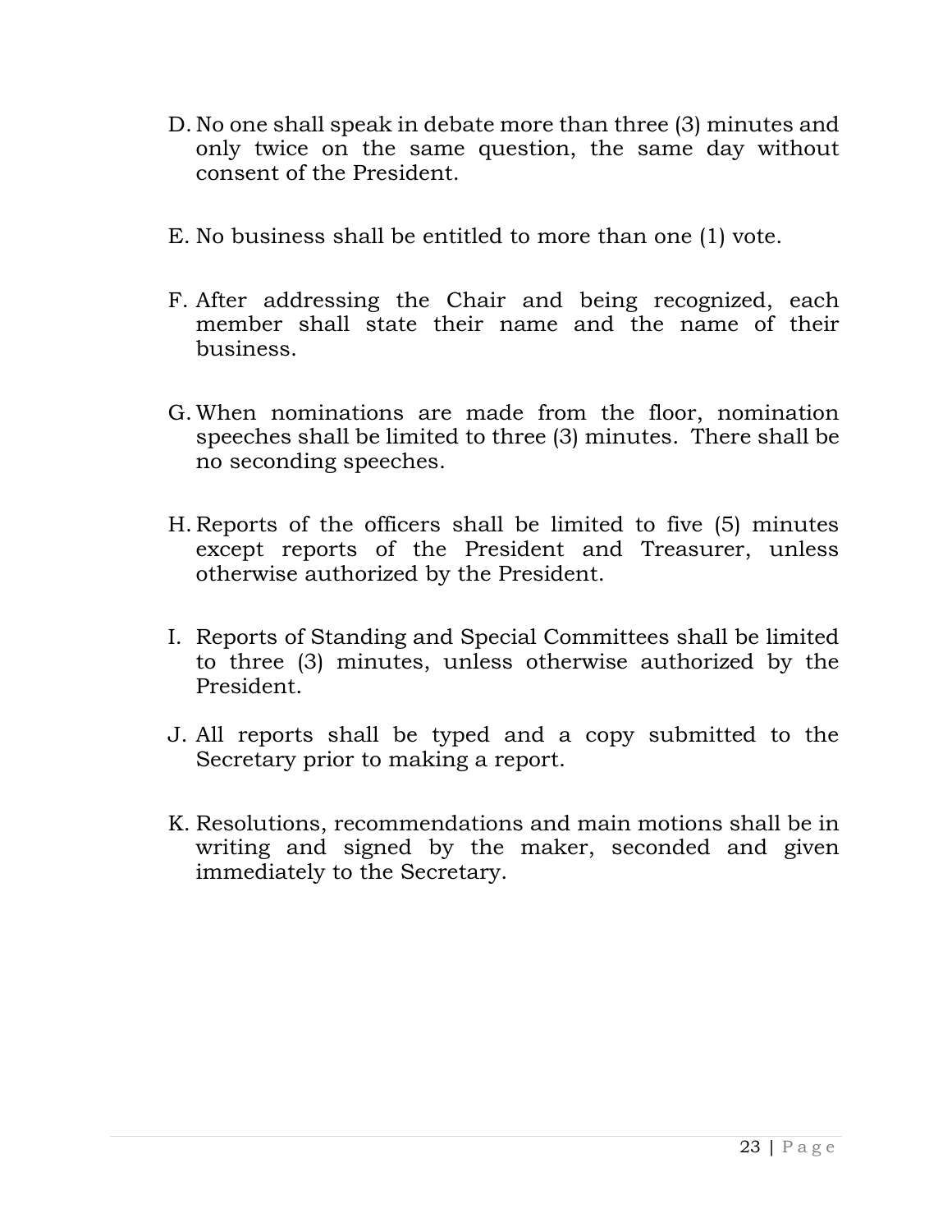D. No one shall speak in debate more than three (3) minutes and only twice on the same question, the same day without consent of the President.

E. No business shall be entitled to more than one (1) vote.

F. After addressing the Chair and being recognized, each member shall state their name and the name of their business.

G. When nominations are made from the floor, nomination speeches shall be limited to three (3) minutes. There shall be no seconding speeches.

H. Reports of the officers shall be limited to five (5) minutes except reports of the President and Treasurer, unless otherwise authorized by the President.

I. Reports of Standing and Special Committees shall be limited to three (3) minutes, unless otherwise authorized by the President.

J. All reports shall be typed and a copy submitted to the Secretary prior to making a report.

K. Resolutions, recommendations and main motions shall be in writing and signed by the maker, seconded and given immediately to the Secretary.